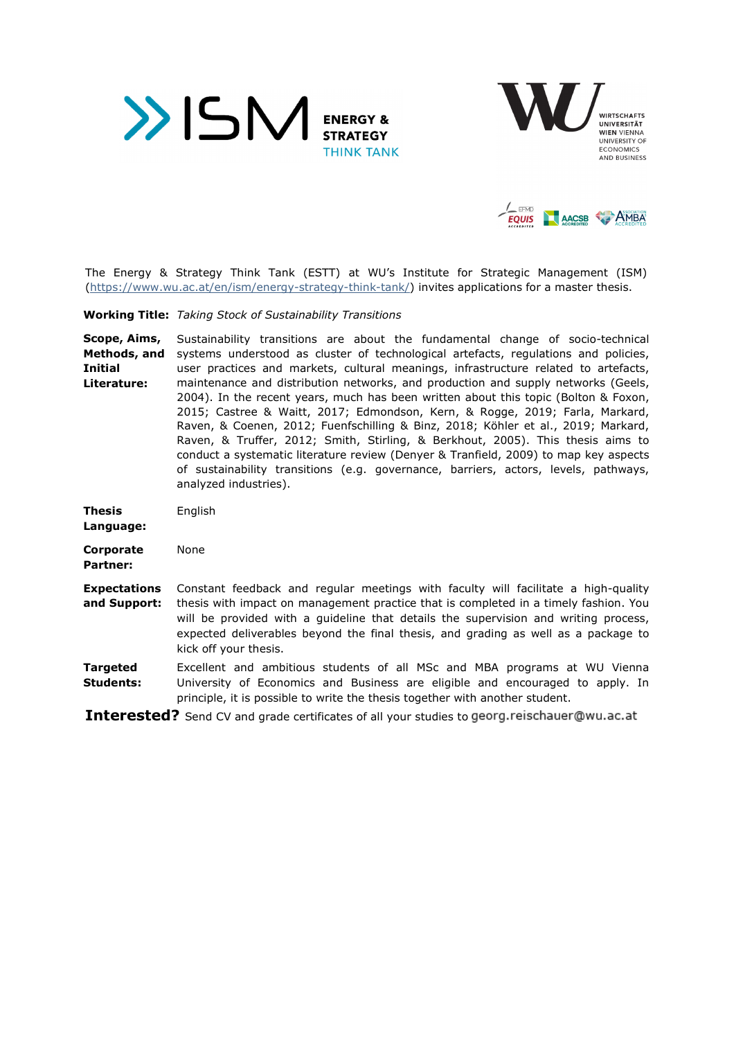The Energy & Strategy Think Tank (ESTT) at WU's Institute for Strategic Management (ISM) (https://www.wu.ac.at/en/ism/energy-strategy-think-tank/) invites applications for a master thesis.

**Working Title:** *Taking Stock of Sustainability Transitions*

**Scope, Aims, Methods, and Initial Literature:** Sustainability transitions are about the fundamental change of socio-technical systems understood as cluster of technological artefacts, regulations and policies, user practices and markets, cultural meanings, infrastructure related to artefacts, maintenance and distribution networks, and production and supply networks (Geels, 2004). In the recent years, much has been written about this topic (Bolton & Foxon, 2015; Castree & Waitt, 2017; Edmondson, Kern, & Rogge, 2019; Farla, Markard, Raven, & Coenen, 2012; Fuenfschilling & Binz, 2018; Köhler et al., 2019; Markard, Raven, & Truffer, 2012; Smith, Stirling, & Berkhout, 2005). This thesis aims to conduct a systematic literature review (Denyer & Tranfield, 2009) to map key aspects of sustainability transitions (e.g. governance, barriers, actors, levels, pathways, analyzed industries).

**Thesis Language:** English

**Corporate Partner:** None

**Expectations and Support:** Constant feedback and regular meetings with faculty will facilitate a high-quality thesis with impact on management practice that is completed in a timely fashion. You will be provided with a guideline that details the supervision and writing process, expected deliverables beyond the final thesis, and grading as well as a package to kick off your thesis.

**Targeted Students:** Excellent and ambitious students of all MSc and MBA programs at WU Vienna University of Economics and Business are eligible and encouraged to apply. In principle, it is possible to write the thesis together with another student.

**Interested?** Send CV and grade certificates of all your studies to georg.reischauer@wu.ac.at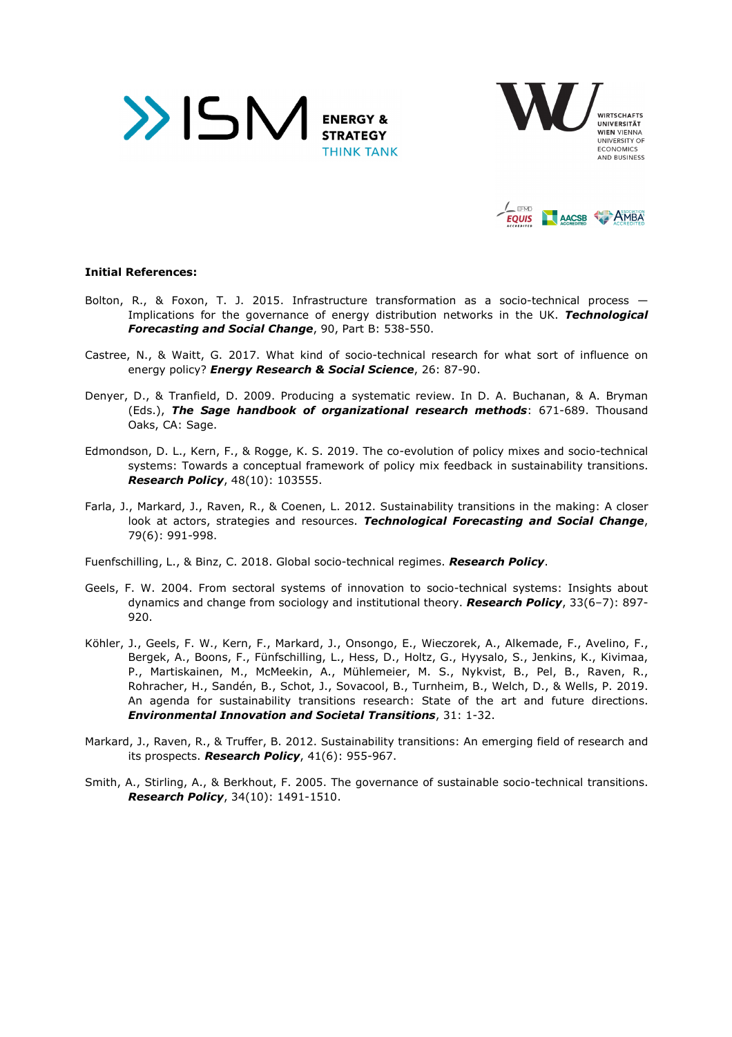**Initial References:**

Bolton, R., & Foxon, T. J. 2015. Infrastructure transformation as a socio-technical process — Implications for the governance of energy distribution networks in the UK. ***Technological Forecasting and Social Change***, 90, Part B: 538-550.

Castree, N., & Waitt, G. 2017. What kind of socio-technical research for what sort of influence on energy policy? ***Energy Research & Social Science***, 26: 87-90.

Denyer, D., & Tranfield, D. 2009. Producing a systematic review. In D. A. Buchanan, & A. Bryman (Eds.), ***The Sage handbook of organizational research methods***: 671-689. Thousand Oaks, CA: Sage.

Edmondson, D. L., Kern, F., & Rogge, K. S. 2019. The co-evolution of policy mixes and socio-technical systems: Towards a conceptual framework of policy mix feedback in sustainability transitions. ***Research Policy***, 48(10): 103555.

Farla, J., Markard, J., Raven, R., & Coenen, L. 2012. Sustainability transitions in the making: A closer look at actors, strategies and resources. ***Technological Forecasting and Social Change***, 79(6): 991-998.

Fuenfschilling, L., & Binz, C. 2018. Global socio-technical regimes. ***Research Policy***.

Geels, F. W. 2004. From sectoral systems of innovation to socio-technical systems: Insights about dynamics and change from sociology and institutional theory. ***Research Policy***, 33(6–7): 897-920.

Köhler, J., Geels, F. W., Kern, F., Markard, J., Onsongo, E., Wieczorek, A., Alkemade, F., Avelino, F., Bergek, A., Boons, F., Fünfschilling, L., Hess, D., Holtz, G., Hyysalo, S., Jenkins, K., Kivimaa, P., Martiskainen, M., McMeekin, A., Mühlemeier, M. S., Nykvist, B., Pel, B., Raven, R., Rohracher, H., Sandén, B., Schot, J., Sovacool, B., Turnheim, B., Welch, D., & Wells, P. 2019. An agenda for sustainability transitions research: State of the art and future directions. ***Environmental Innovation and Societal Transitions***, 31: 1-32.

Markard, J., Raven, R., & Truffer, B. 2012. Sustainability transitions: An emerging field of research and its prospects. ***Research Policy***, 41(6): 955-967.

Smith, A., Stirling, A., & Berkhout, F. 2005. The governance of sustainable socio-technical transitions. ***Research Policy***, 34(10): 1491-1510.